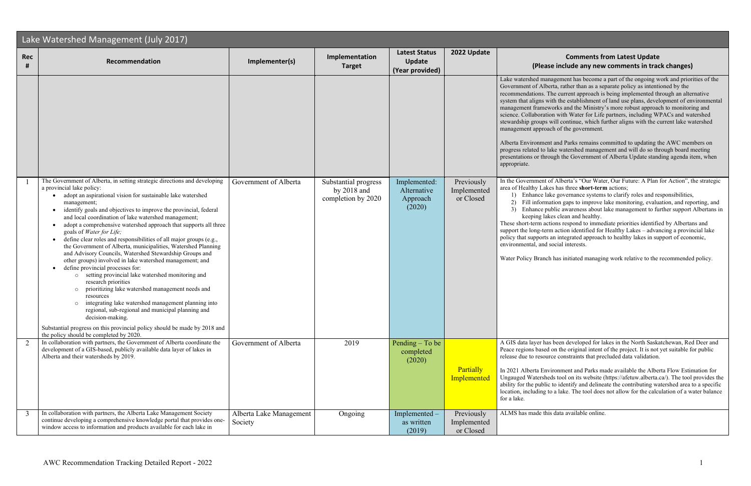## Lake Watershed Management (July 2017)

| Rec # | Recommendation | Implementer(s) | Implementation Target | Latest Status Update (Year provided) | 2022 Update | Comments from Latest Update (Please include any new comments in track changes) |
|---|---|---|---|---|---|---|
| | | | | | | Lake watershed management has become a part of the ongoing work and priorities of the Government of Alberta, rather than as a separate policy as intentioned by the recommendations. The current approach is being implemented through an alternative system that aligns with the establishment of land use plans, development of environmental management frameworks and the Ministry's more robust approach to monitoring and science. Collaboration with Water for Life partners, including WPACs and watershed stewardship groups will continue, which further aligns with the current lake watershed management approach of the government.<br><br>Alberta Environment and Parks remains committed to updating the AWC members on progress related to lake watershed management and will do so through board meeting presentations or through the Government of Alberta Update standing agenda item, when appropriate. |
| 1 | The Government of Alberta, in setting strategic directions and developing a provincial lake policy:<br>• adopt an aspirational vision for sustainable lake watershed management;<br>• identify goals and objectives to improve the provincial, federal and local coordination of lake watershed management;<br>• adopt a comprehensive watershed approach that supports all three goals of *Water for Life;*<br>• define clear roles and responsibilities of all major groups (e.g., the Government of Alberta, municipalities, Watershed Planning and Advisory Councils, Watershed Stewardship Groups and other groups) involved in lake watershed management; and<br>• define provincial processes for:<br>  ○ setting provincial lake watershed monitoring and research priorities<br>  ○ prioritizing lake watershed management needs and resources<br>  ○ integrating lake watershed management planning into regional, sub-regional and municipal planning and decision-making.<br><br>Substantial progress on this provincial policy should be made by 2018 and the policy should be completed by 2020. | Government of Alberta | Substantial progress by 2018 and completion by 2020 | Implemented: Alternative Approach (2020) | Previously Implemented or Closed | In the Government of Alberta's "Our Water, Our Future: A Plan for Action", the strategic area of Healthy Lakes has three **short-term** actions;<br>1) Enhance lake governance systems to clarify roles and responsibilities,<br>2) Fill information gaps to improve lake monitoring, evaluation, and reporting, and<br>3) Enhance public awareness about lake management to further support Albertans in keeping lakes clean and healthy.<br>These short-term actions respond to immediate priorities identified by Albertans and support the long-term action identified for Healthy Lakes – advancing a provincial lake policy that supports an integrated approach to healthy lakes in support of economic, environmental, and social interests.<br><br>Water Policy Branch has initiated managing work relative to the recommended policy. |
| 2 | In collaboration with partners, the Government of Alberta coordinate the development of a GIS-based, publicly available data layer of lakes in Alberta and their watersheds by 2019. | Government of Alberta | 2019 | Pending – To be completed (2020) | Partially Implemented | A GIS data layer has been developed for lakes in the North Saskatchewan, Red Deer and Peace regions based on the original intent of the project. It is not yet suitable for public release due to resource constraints that precluded data validation.<br><br>In 2021 Alberta Environment and Parks made available the Alberta Flow Estimation for Ungauged Watersheds tool on its website (https://afetuw.alberta.ca/). The tool provides the ability for the public to identify and delineate the contributing watershed area to a specific location, including to a lake. The tool does not allow for the calculation of a water balance for a lake. |
| 3 | In collaboration with partners, the Alberta Lake Management Society continue developing a comprehensive knowledge portal that provides one-window access to information and products available for each lake in | Alberta Lake Management Society | Ongoing | Implemented – as written (2019) | Previously Implemented or Closed | ALMS has made this data available online. |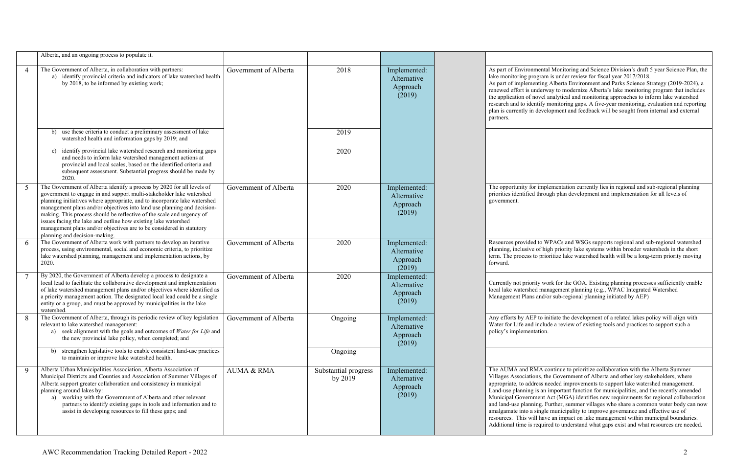| | | | | | | |
|---|---|---|---|---|---|---|
| | Alberta, and an ongoing process to populate it. | | | | | |
| 4 | The Government of Alberta, in collaboration with partners:<br>a) identify provincial criteria and indicators of lake watershed health by 2018, to be informed by existing work; | Government of Alberta | 2018 | Implemented: Alternative Approach (2019) | | As part of Environmental Monitoring and Science Division's draft 5 year Science Plan, the lake monitoring program is under review for fiscal year 2017/2018.<br>As part of implementing Alberta Environment and Parks Science Strategy (2019-2024), a renewed effort is underway to modernize Alberta's lake monitoring program that includes the application of novel analytical and monitoring approaches to inform lake watershed research and to identify monitoring gaps. A five-year monitoring, evaluation and reporting plan is currently in development and feedback will be sought from internal and external partners. |
| | b) use these criteria to conduct a preliminary assessment of lake watershed health and information gaps by 2019; and | | 2019 | | | |
| | c) identify provincial lake watershed research and monitoring gaps and needs to inform lake watershed management actions at provincial and local scales, based on the identified criteria and subsequent assessment. Substantial progress should be made by 2020. | | 2020 | | | |
| 5 | The Government of Alberta identify a process by 2020 for all levels of government to engage in and support multi-stakeholder lake watershed planning initiatives where appropriate, and to incorporate lake watershed management plans and/or objectives into land use planning and decision-making. This process should be reflective of the scale and urgency of issues facing the lake and outline how existing lake watershed management plans and/or objectives are to be considered in statutory planning and decision-making. | Government of Alberta | 2020 | Implemented: Alternative Approach (2019) | | The opportunity for implementation currently lies in regional and sub-regional planning priorities identified through plan development and implementation for all levels of government. |
| 6 | The Government of Alberta work with partners to develop an iterative process, using environmental, social and economic criteria, to prioritize lake watershed planning, management and implementation actions, by 2020. | Government of Alberta | 2020 | Implemented: Alternative Approach (2019) | | Resources provided to WPACs and WSGs supports regional and sub-regional watershed planning, inclusive of high priority lake systems within broader watersheds in the short term. The process to prioritize lake watershed health will be a long-term priority moving forward. |
| 7 | By 2020, the Government of Alberta develop a process to designate a local lead to facilitate the collaborative development and implementation of lake watershed management plans and/or objectives where identified as a priority management action. The designated local lead could be a single entity or a group, and must be approved by municipalities in the lake watershed. | Government of Alberta | 2020 | Implemented: Alternative Approach (2019) | | Currently not priority work for the GOA. Existing planning processes sufficiently enable local lake watershed management planning (e.g., WPAC Integrated Watershed Management Plans and/or sub-regional planning initiated by AEP) |
| 8 | The Government of Alberta, through its periodic review of key legislation relevant to lake watershed management:<br>a) seek alignment with the goals and outcomes of *Water for Life* and the new provincial lake policy, when completed; and | Government of Alberta | Ongoing | Implemented: Alternative Approach (2019) | | Any efforts by AEP to initiate the development of a related lakes policy will align with Water for Life and include a review of existing tools and practices to support such a policy's implementation. |
| | b) strengthen legislative tools to enable consistent land-use practices to maintain or improve lake watershed health. | | Ongoing | | | |
| 9 | Alberta Urban Municipalities Association, Alberta Association of Municipal Districts and Counties and Association of Summer Villages of Alberta support greater collaboration and consistency in municipal planning around lakes by:<br>a) working with the Government of Alberta and other relevant partners to identify existing gaps in tools and information and to assist in developing resources to fill these gaps; and | AUMA & RMA | Substantial progress by 2019 | Implemented: Alternative Approach (2019) | | The AUMA and RMA continue to prioritize collaboration with the Alberta Summer Villages Associations, the Government of Alberta and other key stakeholders, where appropriate, to address needed improvements to support lake watershed management. Land-use planning is an important function for municipalities, and the recently amended Municipal Government Act (MGA) identifies new requirements for regional collaboration and land-use planning. Further, summer villages who share a common water body can now amalgamate into a single municipality to improve governance and effective use of resources. This will have an impact on lake management within municipal boundaries. Additional time is required to understand what gaps exist and what resources are needed. |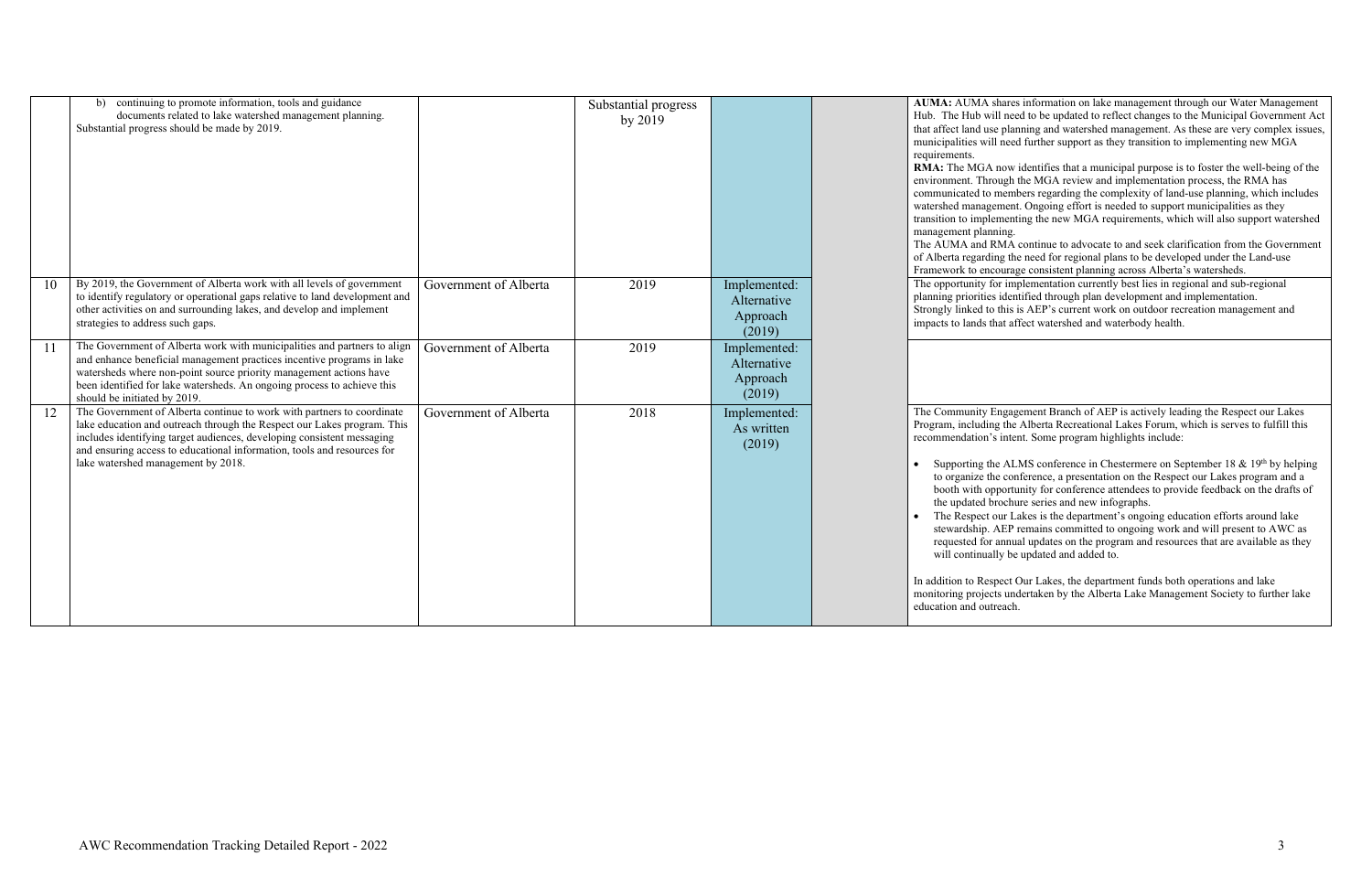| | | | | | | |
|---|---|---|---|---|---|---|
| | b) continuing to promote information, tools and guidance documents related to lake watershed management planning. Substantial progress should be made by 2019. | | Substantial progress by 2019 | | | **AUMA:** AUMA shares information on lake management through our Water Management Hub. The Hub will need to be updated to reflect changes to the Municipal Government Act that affect land use planning and watershed management. As these are very complex issues, municipalities will need further support as they transition to implementing new MGA requirements.<br>**RMA:** The MGA now identifies that a municipal purpose is to foster the well-being of the environment. Through the MGA review and implementation process, the RMA has communicated to members regarding the complexity of land-use planning, which includes watershed management. Ongoing effort is needed to support municipalities as they transition to implementing the new MGA requirements, which will also support watershed management planning.<br>The AUMA and RMA continue to advocate to and seek clarification from the Government of Alberta regarding the need for regional plans to be developed under the Land-use Framework to encourage consistent planning across Alberta's watersheds. |
| 10 | By 2019, the Government of Alberta work with all levels of government to identify regulatory or operational gaps relative to land development and other activities on and surrounding lakes, and develop and implement strategies to address such gaps. | Government of Alberta | 2019 | Implemented: Alternative Approach (2019) | | The opportunity for implementation currently best lies in regional and sub-regional planning priorities identified through plan development and implementation. Strongly linked to this is AEP's current work on outdoor recreation management and impacts to lands that affect watershed and waterbody health. |
| 11 | The Government of Alberta work with municipalities and partners to align and enhance beneficial management practices incentive programs in lake watersheds where non-point source priority management actions have been identified for lake watersheds. An ongoing process to achieve this should be initiated by 2019. | Government of Alberta | 2019 | Implemented: Alternative Approach (2019) | | |
| 12 | The Government of Alberta continue to work with partners to coordinate lake education and outreach through the Respect our Lakes program. This includes identifying target audiences, developing consistent messaging and ensuring access to educational information, tools and resources for lake watershed management by 2018. | Government of Alberta | 2018 | Implemented: As written (2019) | | The Community Engagement Branch of AEP is actively leading the Respect our Lakes Program, including the Alberta Recreational Lakes Forum, which is serves to fulfill this recommendation's intent. Some program highlights include:<br>• Supporting the ALMS conference in Chestermere on September 18 & 19th by helping to organize the conference, a presentation on the Respect our Lakes program and a booth with opportunity for conference attendees to provide feedback on the drafts of the updated brochure series and new infographs.<br>• The Respect our Lakes is the department's ongoing education efforts around lake stewardship. AEP remains committed to ongoing work and will present to AWC as requested for annual updates on the program and resources that are available as they will continually be updated and added to.<br><br>In addition to Respect Our Lakes, the department funds both operations and lake monitoring projects undertaken by the Alberta Lake Management Society to further lake education and outreach. |